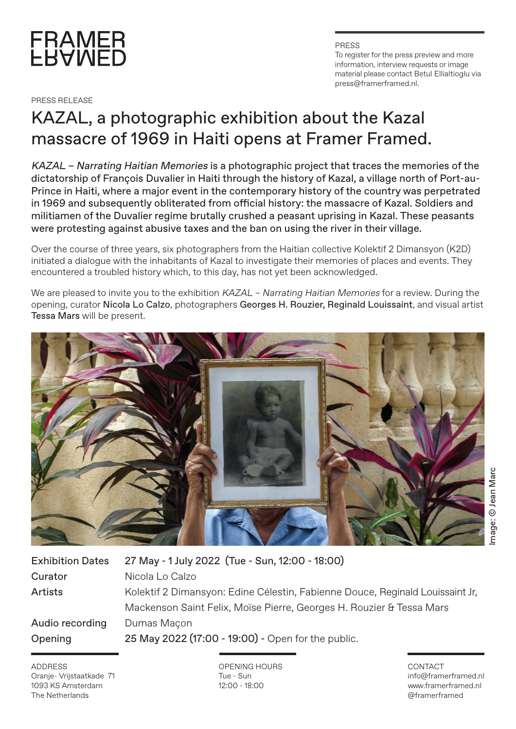FRAMER FRAMED

PRESS
To register for the press preview and more information, interview requests or image material please contact Betul Ellialtioglu via press@framerframed.nl.

PRESS RELEASE

# KAZAL, a photographic exhibition about the Kazal massacre of 1969 in Haiti opens at Framer Framed.

*KAZAL – Narrating Haitian Memories* is a photographic project that traces the memories of the dictatorship of François Duvalier in Haiti through the history of Kazal, a village north of Port-au-Prince in Haiti, where a major event in the contemporary history of the country was perpetrated in 1969 and subsequently obliterated from official history: the massacre of Kazal. Soldiers and militiamen of the Duvalier regime brutally crushed a peasant uprising in Kazal. These peasants were protesting against abusive taxes and the ban on using the river in their village.

Over the course of three years, six photographers from the Haitian collective Kolektif 2 Dimansyon (K2D) initiated a dialogue with the inhabitants of Kazal to investigate their memories of places and events. They encountered a troubled history which, to this day, has not yet been acknowledged.

We are pleased to invite you to the exhibition *KAZAL – Narrating Haitian Memories* for a review. During the opening, curator Nicola Lo Calzo, photographers Georges H. Rouzier, Reginald Louissaint, and visual artist Tessa Mars will be present.

Image: © Jean Marc

| | |
|---|---|
| Exhibition Dates | 27 May - 1 July 2022 (Tue - Sun, 12:00 - 18:00) |
| Curator | Nicola Lo Calzo |
| Artists | Kolektif 2 Dimansyon: Edine Célestin, Fabienne Douce, Reginald Louissaint Jr, Mackenson Saint Felix, Moïse Pierre, Georges H. Rouzier & Tessa Mars |
| Audio recording | Dumas Maçon |
| Opening | 25 May 2022 (17:00 - 19:00) - Open for the public. |

ADDRESS
Oranje- Vrijstaatkade 71
1093 KS Amsterdam
The Netherlands

OPENING HOURS
Tue - Sun
12:00 - 18:00

CONTACT
info@framerframed.nl
www.framerframed.nl
@framerframed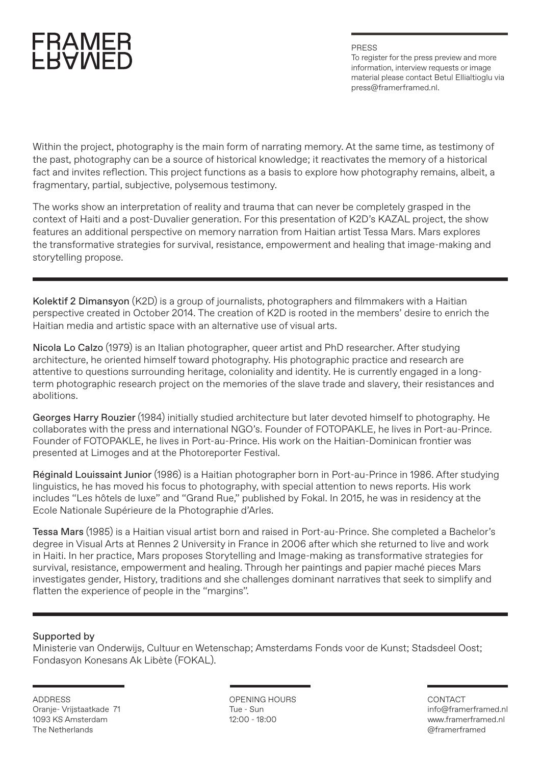# FRAMER FRAMED

PRESS
To register for the press preview and more information, interview requests or image material please contact Betul Ellialtioglu via press@framerframed.nl.

Within the project, photography is the main form of narrating memory. At the same time, as testimony of the past, photography can be a source of historical knowledge; it reactivates the memory of a historical fact and invites reflection. This project functions as a basis to explore how photography remains, albeit, a fragmentary, partial, subjective, polysemous testimony.

The works show an interpretation of reality and trauma that can never be completely grasped in the context of Haiti and a post-Duvalier generation. For this presentation of K2D's KAZAL project, the show features an additional perspective on memory narration from Haitian artist Tessa Mars. Mars explores the transformative strategies for survival, resistance, empowerment and healing that image-making and storytelling propose.

---

**Kolektif 2 Dimansyon** (K2D) is a group of journalists, photographers and filmmakers with a Haitian perspective created in October 2014. The creation of K2D is rooted in the members' desire to enrich the Haitian media and artistic space with an alternative use of visual arts.

**Nicola Lo Calzo** (1979) is an Italian photographer, queer artist and PhD researcher. After studying architecture, he oriented himself toward photography. His photographic practice and research are attentive to questions surrounding heritage, coloniality and identity. He is currently engaged in a long-term photographic research project on the memories of the slave trade and slavery, their resistances and abolitions.

**Georges Harry Rouzier** (1984) initially studied architecture but later devoted himself to photography. He collaborates with the press and international NGO's. Founder of FOTOPAKLE, he lives in Port-au-Prince. Founder of FOTOPAKLE, he lives in Port-au-Prince. His work on the Haitian-Dominican frontier was presented at Limoges and at the Photoreporter Festival.

**Réginald Louissaint Junior** (1986) is a Haitian photographer born in Port-au-Prince in 1986. After studying linguistics, he has moved his focus to photography, with special attention to news reports. His work includes "Les hôtels de luxe" and "Grand Rue," published by Fokal. In 2015, he was in residency at the Ecole Nationale Supérieure de la Photographie d'Arles.

**Tessa Mars** (1985) is a Haitian visual artist born and raised in Port-au-Prince. She completed a Bachelor's degree in Visual Arts at Rennes 2 University in France in 2006 after which she returned to live and work in Haiti. In her practice, Mars proposes Storytelling and Image-making as transformative strategies for survival, resistance, empowerment and healing. Through her paintings and papier maché pieces Mars investigates gender, History, traditions and she challenges dominant narratives that seek to simplify and flatten the experience of people in the "margins".

---

Supported by
Ministerie van Onderwijs, Cultuur en Wetenschap; Amsterdams Fonds voor de Kunst; Stadsdeel Oost; Fondasyon Konesans Ak Libète (FOKAL).

ADDRESS
Oranje- Vrijstaatkade 71
1093 KS Amsterdam
The Netherlands

OPENING HOURS
Tue - Sun
12:00 - 18:00

CONTACT
info@framerframed.nl
www.framerframed.nl
@framerframed